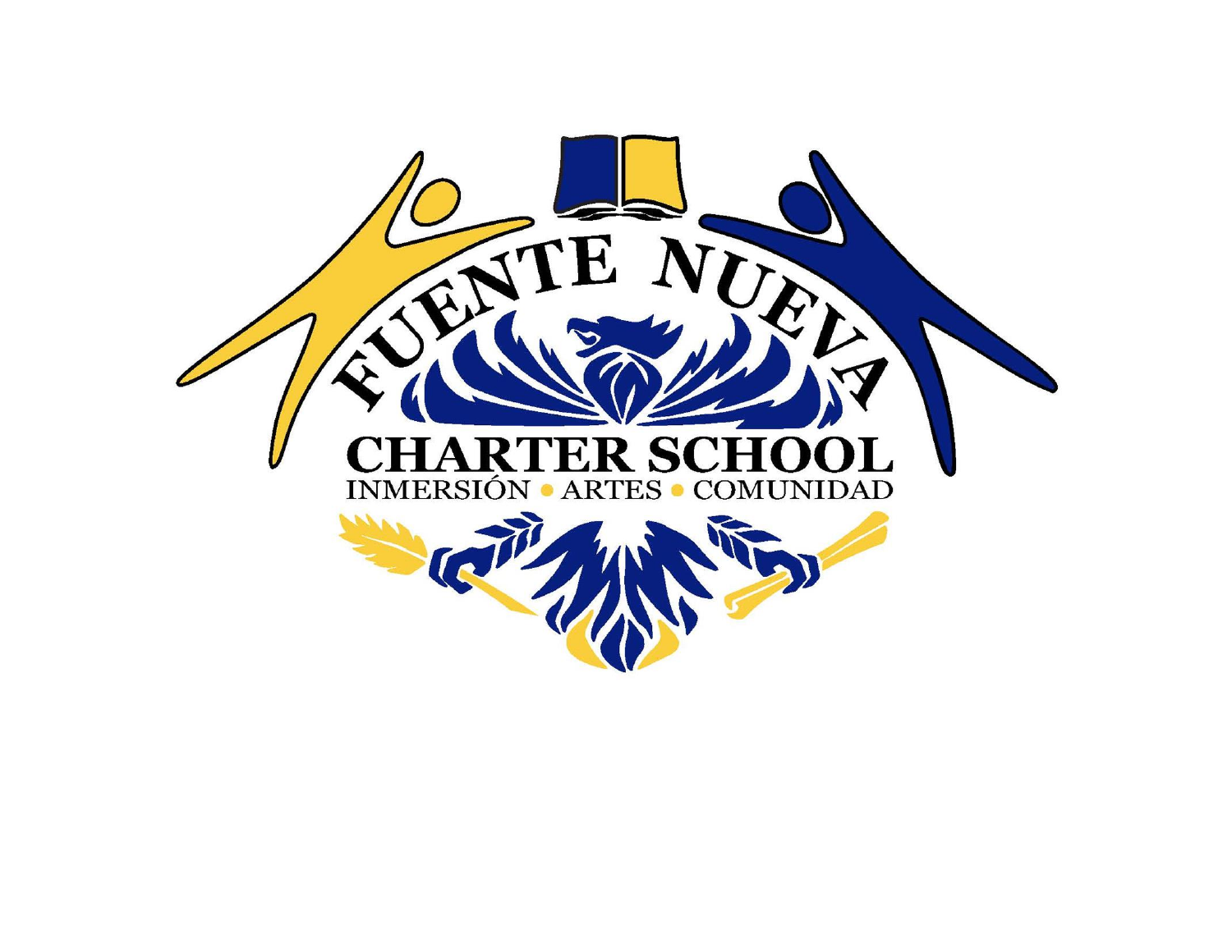# FUENTE NUEVA CHARTER SCHOOL

INMERSIÓN • ARTES • COMUNIDAD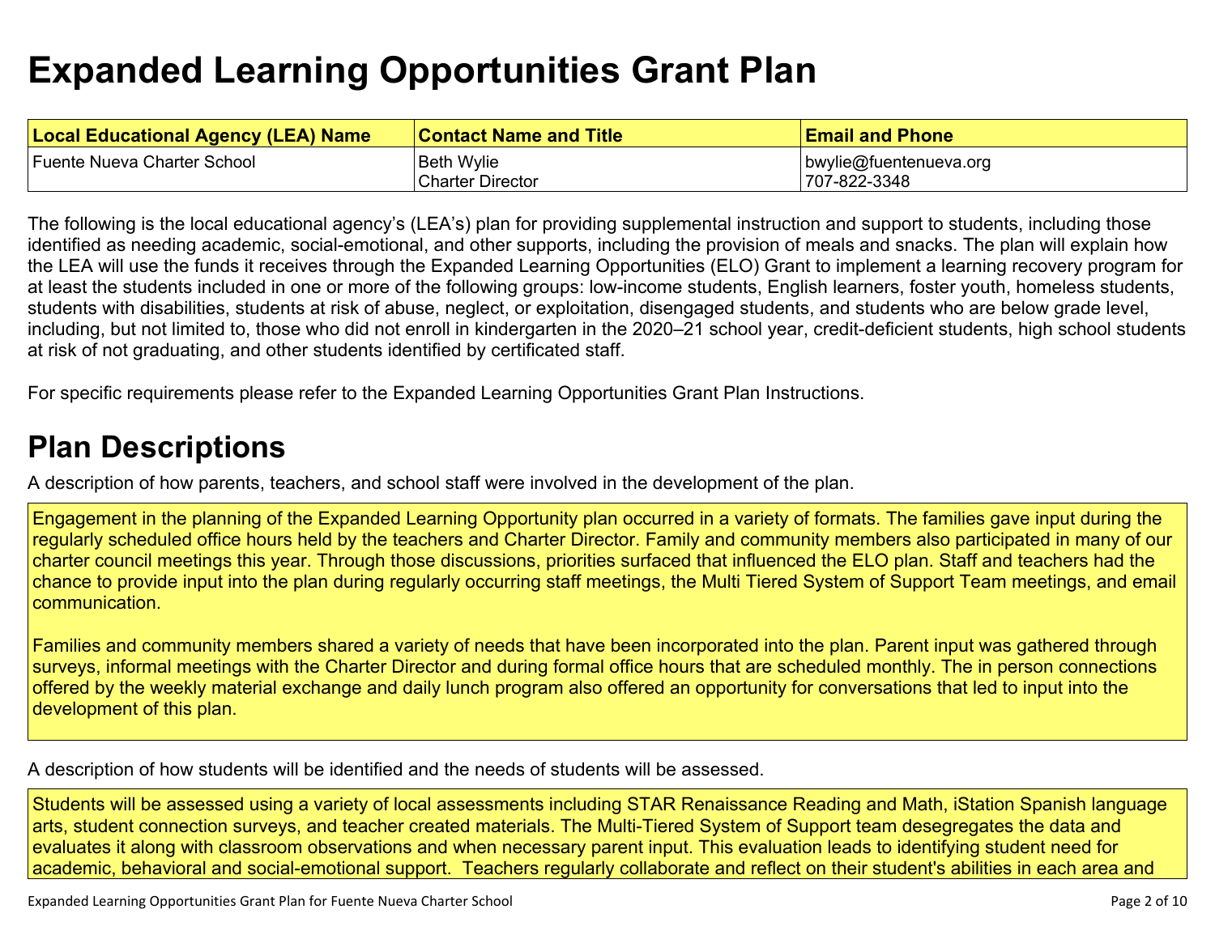# Expanded Learning Opportunities Grant Plan

| Local Educational Agency (LEA) Name | Contact Name and Title | Email and Phone |
| --- | --- | --- |
| Fuente Nueva Charter School | Beth Wylie<br>Charter Director | bwylie@fuentenueva.org<br>707-822-3348 |

The following is the local educational agency's (LEA's) plan for providing supplemental instruction and support to students, including those identified as needing academic, social-emotional, and other supports, including the provision of meals and snacks. The plan will explain how the LEA will use the funds it receives through the Expanded Learning Opportunities (ELO) Grant to implement a learning recovery program for at least the students included in one or more of the following groups: low-income students, English learners, foster youth, homeless students, students with disabilities, students at risk of abuse, neglect, or exploitation, disengaged students, and students who are below grade level, including, but not limited to, those who did not enroll in kindergarten in the 2020–21 school year, credit-deficient students, high school students at risk of not graduating, and other students identified by certificated staff.

For specific requirements please refer to the Expanded Learning Opportunities Grant Plan Instructions.

## Plan Descriptions

A description of how parents, teachers, and school staff were involved in the development of the plan.

Engagement in the planning of the Expanded Learning Opportunity plan occurred in a variety of formats. The families gave input during the regularly scheduled office hours held by the teachers and Charter Director. Family and community members also participated in many of our charter council meetings this year. Through those discussions, priorities surfaced that influenced the ELO plan. Staff and teachers had the chance to provide input into the plan during regularly occurring staff meetings, the Multi Tiered System of Support Team meetings, and email communication.

Families and community members shared a variety of needs that have been incorporated into the plan. Parent input was gathered through surveys, informal meetings with the Charter Director and during formal office hours that are scheduled monthly. The in person connections offered by the weekly material exchange and daily lunch program also offered an opportunity for conversations that led to input into the development of this plan.

A description of how students will be identified and the needs of students will be assessed.

Students will be assessed using a variety of local assessments including STAR Renaissance Reading and Math, iStation Spanish language arts, student connection surveys, and teacher created materials. The Multi-Tiered System of Support team desegregates the data and evaluates it along with classroom observations and when necessary parent input. This evaluation leads to identifying student need for academic, behavioral and social-emotional support. Teachers regularly collaborate and reflect on their student's abilities in each area and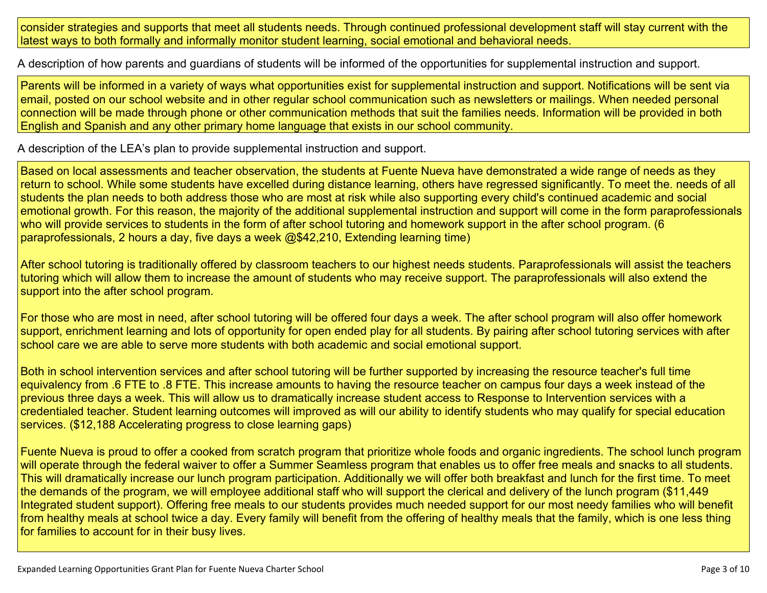consider strategies and supports that meet all students needs. Through continued professional development staff will stay current with the latest ways to both formally and informally monitor student learning, social emotional and behavioral needs.

A description of how parents and guardians of students will be informed of the opportunities for supplemental instruction and support.

Parents will be informed in a variety of ways what opportunities exist for supplemental instruction and support. Notifications will be sent via email, posted on our school website and in other regular school communication such as newsletters or mailings. When needed personal connection will be made through phone or other communication methods that suit the families needs. Information will be provided in both English and Spanish and any other primary home language that exists in our school community.

A description of the LEA's plan to provide supplemental instruction and support.

Based on local assessments and teacher observation, the students at Fuente Nueva have demonstrated a wide range of needs as they return to school. While some students have excelled during distance learning, others have regressed significantly. To meet the. needs of all students the plan needs to both address those who are most at risk while also supporting every child's continued academic and social emotional growth. For this reason, the majority of the additional supplemental instruction and support will come in the form paraprofessionals who will provide services to students in the form of after school tutoring and homework support in the after school program. (6 paraprofessionals, 2 hours a day, five days a week @$42,210, Extending learning time)

After school tutoring is traditionally offered by classroom teachers to our highest needs students. Paraprofessionals will assist the teachers tutoring which will allow them to increase the amount of students who may receive support. The paraprofessionals will also extend the support into the after school program.

For those who are most in need, after school tutoring will be offered four days a week. The after school program will also offer homework support, enrichment learning and lots of opportunity for open ended play for all students. By pairing after school tutoring services with after school care we are able to serve more students with both academic and social emotional support.

Both in school intervention services and after school tutoring will be further supported by increasing the resource teacher's full time equivalency from .6 FTE to .8 FTE. This increase amounts to having the resource teacher on campus four days a week instead of the previous three days a week. This will allow us to dramatically increase student access to Response to Intervention services with a credentialed teacher. Student learning outcomes will improved as will our ability to identify students who may qualify for special education services. ($12,188 Accelerating progress to close learning gaps)

Fuente Nueva is proud to offer a cooked from scratch program that prioritize whole foods and organic ingredients. The school lunch program will operate through the federal waiver to offer a Summer Seamless program that enables us to offer free meals and snacks to all students. This will dramatically increase our lunch program participation. Additionally we will offer both breakfast and lunch for the first time. To meet the demands of the program, we will employee additional staff who will support the clerical and delivery of the lunch program ($11,449 Integrated student support). Offering free meals to our students provides much needed support for our most needy families who will benefit from healthy meals at school twice a day. Every family will benefit from the offering of healthy meals that the family, which is one less thing for families to account for in their busy lives.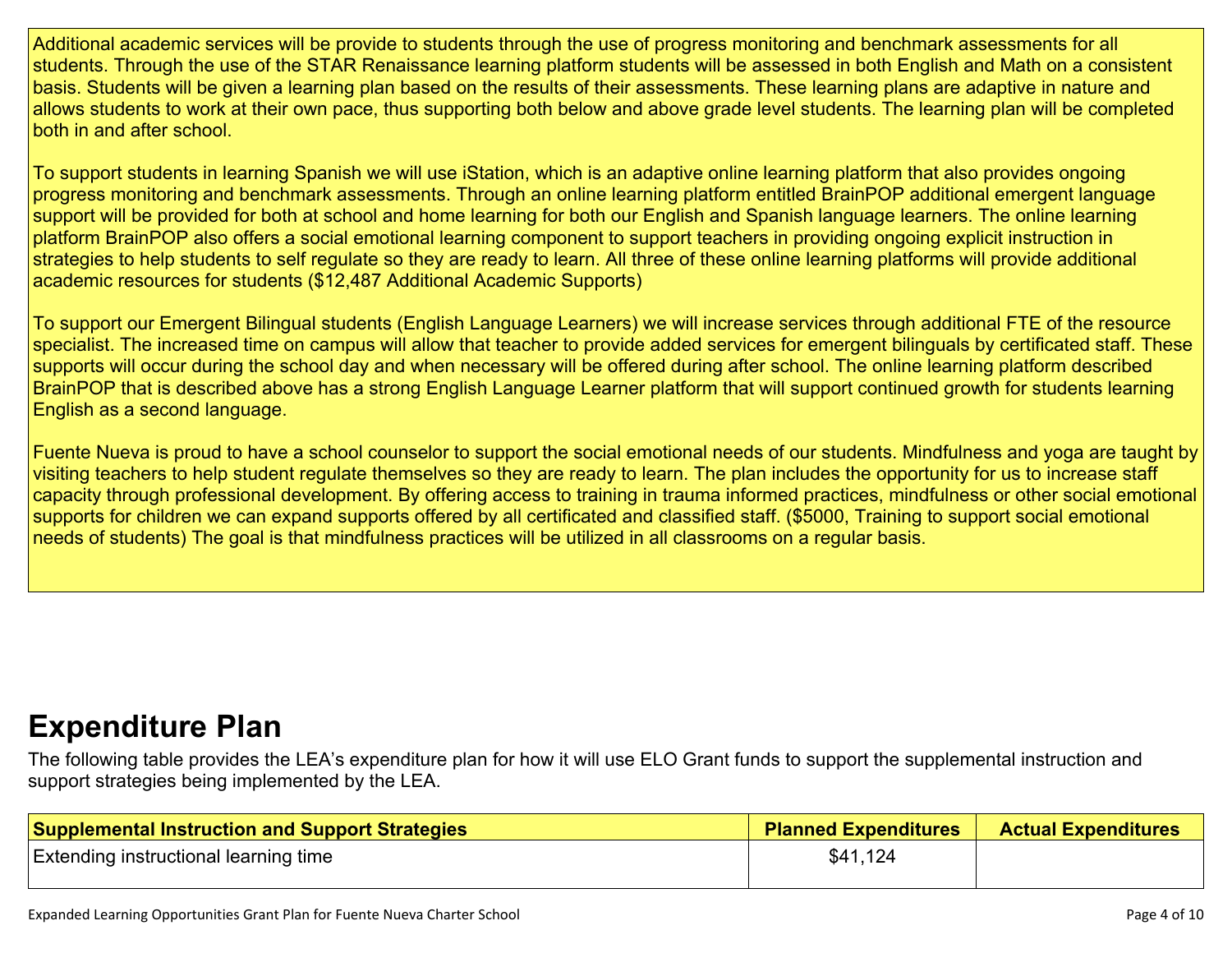Additional academic services will be provide to students through the use of progress monitoring and benchmark assessments for all students. Through the use of the STAR Renaissance learning platform students will be assessed in both English and Math on a consistent basis. Students will be given a learning plan based on the results of their assessments. These learning plans are adaptive in nature and allows students to work at their own pace, thus supporting both below and above grade level students. The learning plan will be completed both in and after school.

To support students in learning Spanish we will use iStation, which is an adaptive online learning platform that also provides ongoing progress monitoring and benchmark assessments. Through an online learning platform entitled BrainPOP additional emergent language support will be provided for both at school and home learning for both our English and Spanish language learners. The online learning platform BrainPOP also offers a social emotional learning component to support teachers in providing ongoing explicit instruction in strategies to help students to self regulate so they are ready to learn. All three of these online learning platforms will provide additional academic resources for students ($12,487 Additional Academic Supports)

To support our Emergent Bilingual students (English Language Learners) we will increase services through additional FTE of the resource specialist. The increased time on campus will allow that teacher to provide added services for emergent bilinguals by certificated staff. These supports will occur during the school day and when necessary will be offered during after school. The online learning platform described BrainPOP that is described above has a strong English Language Learner platform that will support continued growth for students learning English as a second language.

Fuente Nueva is proud to have a school counselor to support the social emotional needs of our students. Mindfulness and yoga are taught by visiting teachers to help student regulate themselves so they are ready to learn. The plan includes the opportunity for us to increase staff capacity through professional development. By offering access to training in trauma informed practices, mindfulness or other social emotional supports for children we can expand supports offered by all certificated and classified staff. ($5000, Training to support social emotional needs of students) The goal is that mindfulness practices will be utilized in all classrooms on a regular basis.

# Expenditure Plan

The following table provides the LEA's expenditure plan for how it will use ELO Grant funds to support the supplemental instruction and support strategies being implemented by the LEA.

| Supplemental Instruction and Support Strategies | Planned Expenditures | Actual Expenditures |
|---|---|---|
| Extending instructional learning time | $41,124 | |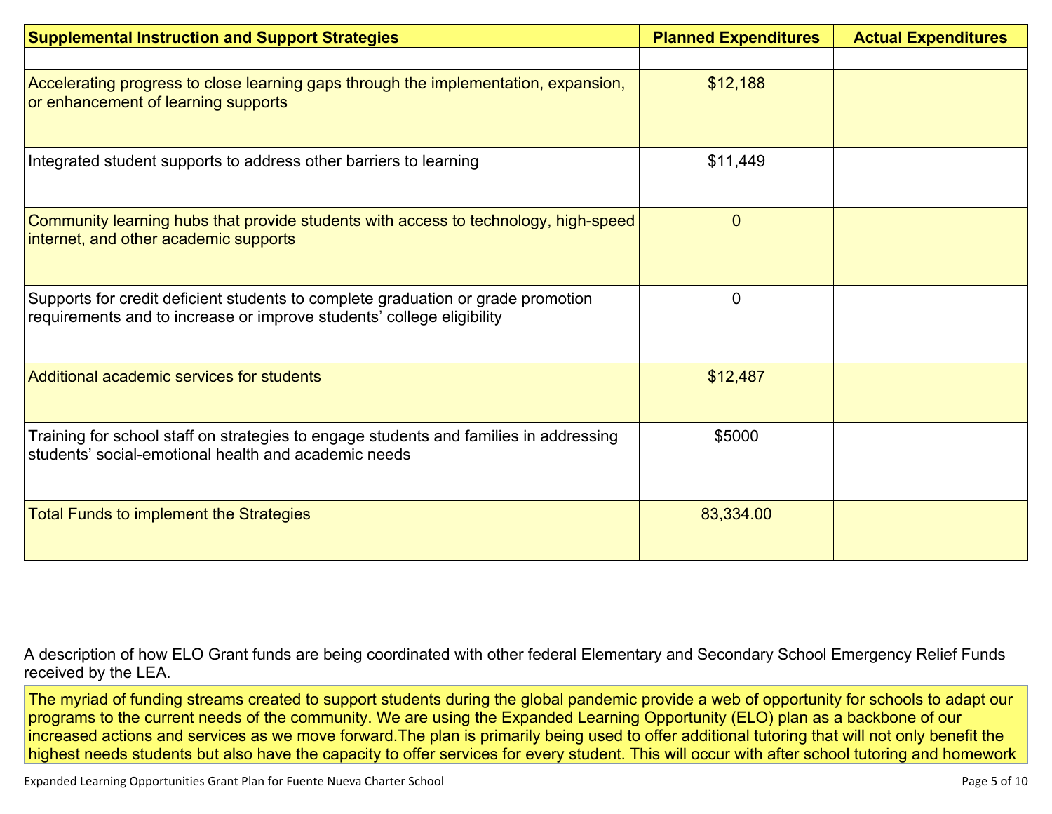| Supplemental Instruction and Support Strategies | Planned Expenditures | Actual Expenditures |
|---|---|---|
| | | |
| Accelerating progress to close learning gaps through the implementation, expansion, or enhancement of learning supports | $12,188 | |
| Integrated student supports to address other barriers to learning | $11,449 | |
| Community learning hubs that provide students with access to technology, high-speed internet, and other academic supports | 0 | |
| Supports for credit deficient students to complete graduation or grade promotion requirements and to increase or improve students' college eligibility | 0 | |
| Additional academic services for students | $12,487 | |
| Training for school staff on strategies to engage students and families in addressing students' social-emotional health and academic needs | $5000 | |
| Total Funds to implement the Strategies | 83,334.00 | |

A description of how ELO Grant funds are being coordinated with other federal Elementary and Secondary School Emergency Relief Funds received by the LEA.

The myriad of funding streams created to support students during the global pandemic provide a web of opportunity for schools to adapt our programs to the current needs of the community. We are using the Expanded Learning Opportunity (ELO) plan as a backbone of our increased actions and services as we move forward.The plan is primarily being used to offer additional tutoring that will not only benefit the highest needs students but also have the capacity to offer services for every student. This will occur with after school tutoring and homework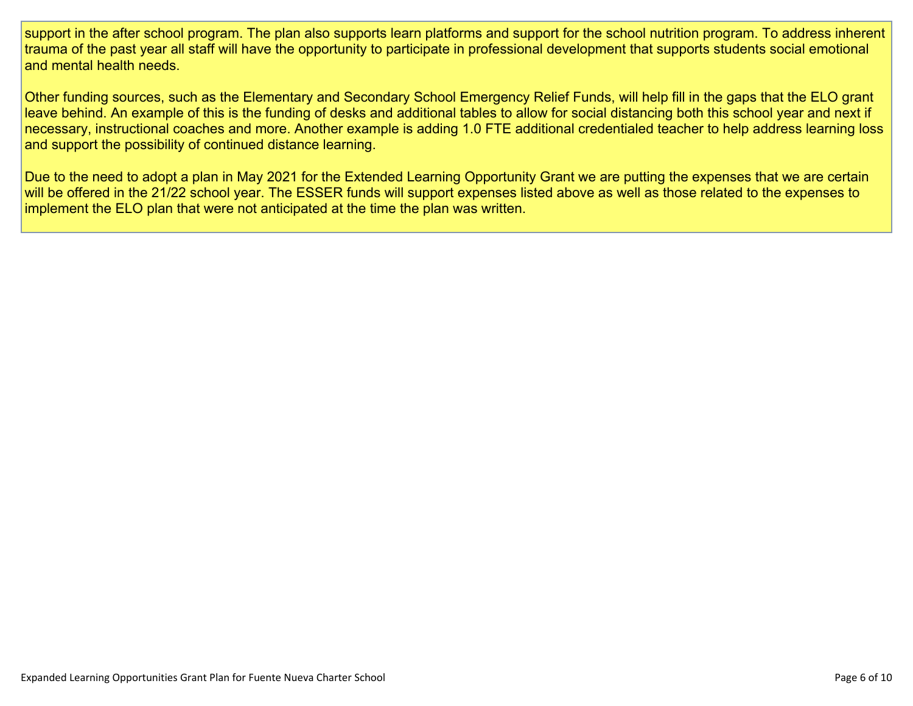support in the after school program. The plan also supports learn platforms and support for the school nutrition program. To address inherent trauma of the past year all staff will have the opportunity to participate in professional development that supports students social emotional and mental health needs.

Other funding sources, such as the Elementary and Secondary School Emergency Relief Funds, will help fill in the gaps that the ELO grant leave behind. An example of this is the funding of desks and additional tables to allow for social distancing both this school year and next if necessary, instructional coaches and more. Another example is adding 1.0 FTE additional credentialed teacher to help address learning loss and support the possibility of continued distance learning.

Due to the need to adopt a plan in May 2021 for the Extended Learning Opportunity Grant we are putting the expenses that we are certain will be offered in the 21/22 school year. The ESSER funds will support expenses listed above as well as those related to the expenses to implement the ELO plan that were not anticipated at the time the plan was written.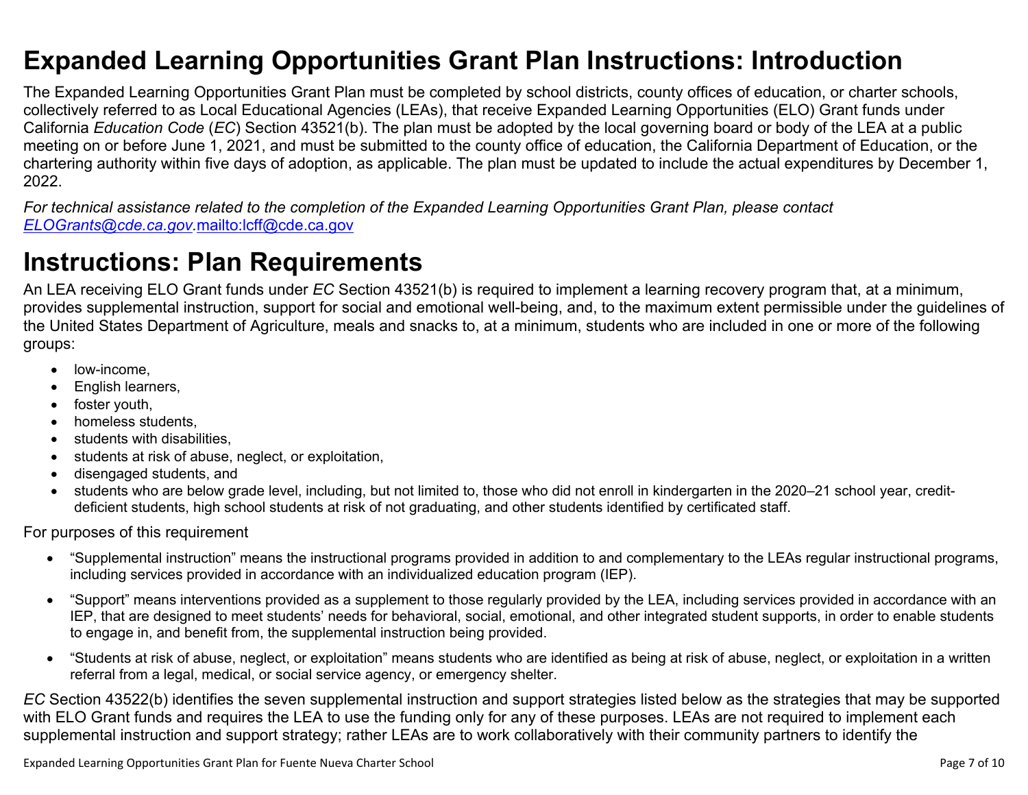# Expanded Learning Opportunities Grant Plan Instructions: Introduction

The Expanded Learning Opportunities Grant Plan must be completed by school districts, county offices of education, or charter schools, collectively referred to as Local Educational Agencies (LEAs), that receive Expanded Learning Opportunities (ELO) Grant funds under California *Education Code* (*EC*) Section 43521(b). The plan must be adopted by the local governing board or body of the LEA at a public meeting on or before June 1, 2021, and must be submitted to the county office of education, the California Department of Education, or the chartering authority within five days of adoption, as applicable. The plan must be updated to include the actual expenditures by December 1, 2022.

*For technical assistance related to the completion of the Expanded Learning Opportunities Grant Plan, please contact [ELOGrants@cde.ca.gov](mailto:ELOGrants@cde.ca.gov).*[mailto:lcff@cde.ca.gov](mailto:lcff@cde.ca.gov)

# Instructions: Plan Requirements

An LEA receiving ELO Grant funds under *EC* Section 43521(b) is required to implement a learning recovery program that, at a minimum, provides supplemental instruction, support for social and emotional well-being, and, to the maximum extent permissible under the guidelines of the United States Department of Agriculture, meals and snacks to, at a minimum, students who are included in one or more of the following groups:

- low-income,
- English learners,
- foster youth,
- homeless students,
- students with disabilities,
- students at risk of abuse, neglect, or exploitation,
- disengaged students, and
- students who are below grade level, including, but not limited to, those who did not enroll in kindergarten in the 2020–21 school year, credit-deficient students, high school students at risk of not graduating, and other students identified by certificated staff.

For purposes of this requirement

- "Supplemental instruction" means the instructional programs provided in addition to and complementary to the LEAs regular instructional programs, including services provided in accordance with an individualized education program (IEP).
- "Support" means interventions provided as a supplement to those regularly provided by the LEA, including services provided in accordance with an IEP, that are designed to meet students' needs for behavioral, social, emotional, and other integrated student supports, in order to enable students to engage in, and benefit from, the supplemental instruction being provided.
- "Students at risk of abuse, neglect, or exploitation" means students who are identified as being at risk of abuse, neglect, or exploitation in a written referral from a legal, medical, or social service agency, or emergency shelter.

*EC* Section 43522(b) identifies the seven supplemental instruction and support strategies listed below as the strategies that may be supported with ELO Grant funds and requires the LEA to use the funding only for any of these purposes. LEAs are not required to implement each supplemental instruction and support strategy; rather LEAs are to work collaboratively with their community partners to identify the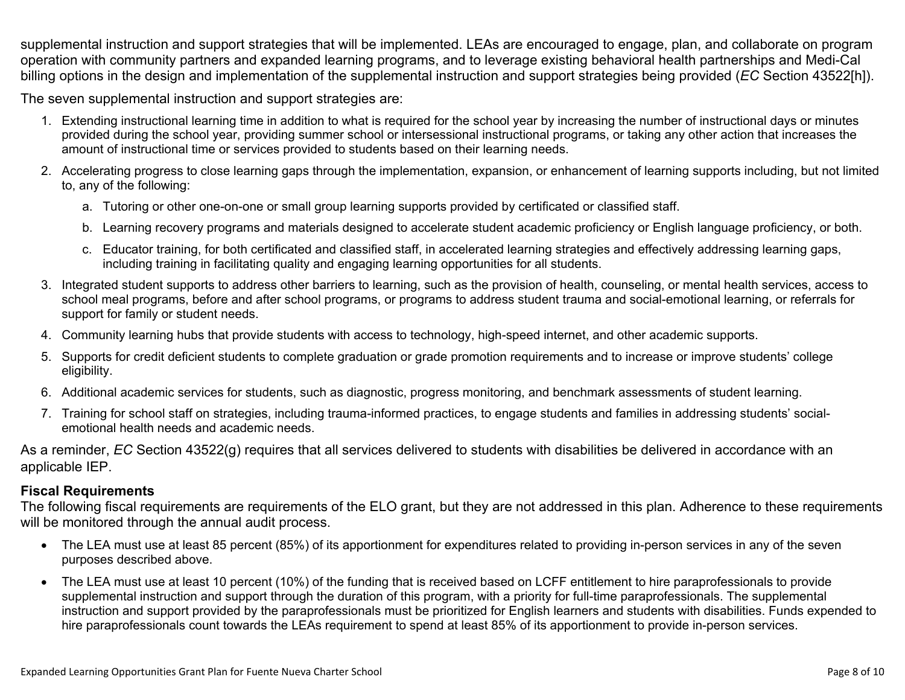supplemental instruction and support strategies that will be implemented. LEAs are encouraged to engage, plan, and collaborate on program operation with community partners and expanded learning programs, and to leverage existing behavioral health partnerships and Medi-Cal billing options in the design and implementation of the supplemental instruction and support strategies being provided (*EC* Section 43522[h]).

The seven supplemental instruction and support strategies are:

1. Extending instructional learning time in addition to what is required for the school year by increasing the number of instructional days or minutes provided during the school year, providing summer school or intersessional instructional programs, or taking any other action that increases the amount of instructional time or services provided to students based on their learning needs.
2. Accelerating progress to close learning gaps through the implementation, expansion, or enhancement of learning supports including, but not limited to, any of the following:
   a. Tutoring or other one-on-one or small group learning supports provided by certificated or classified staff.
   b. Learning recovery programs and materials designed to accelerate student academic proficiency or English language proficiency, or both.
   c. Educator training, for both certificated and classified staff, in accelerated learning strategies and effectively addressing learning gaps, including training in facilitating quality and engaging learning opportunities for all students.
3. Integrated student supports to address other barriers to learning, such as the provision of health, counseling, or mental health services, access to school meal programs, before and after school programs, or programs to address student trauma and social-emotional learning, or referrals for support for family or student needs.
4. Community learning hubs that provide students with access to technology, high-speed internet, and other academic supports.
5. Supports for credit deficient students to complete graduation or grade promotion requirements and to increase or improve students' college eligibility.
6. Additional academic services for students, such as diagnostic, progress monitoring, and benchmark assessments of student learning.
7. Training for school staff on strategies, including trauma-informed practices, to engage students and families in addressing students' social-emotional health needs and academic needs.

As a reminder, *EC* Section 43522(g) requires that all services delivered to students with disabilities be delivered in accordance with an applicable IEP.

**Fiscal Requirements**

The following fiscal requirements are requirements of the ELO grant, but they are not addressed in this plan. Adherence to these requirements will be monitored through the annual audit process.

- The LEA must use at least 85 percent (85%) of its apportionment for expenditures related to providing in-person services in any of the seven purposes described above.
- The LEA must use at least 10 percent (10%) of the funding that is received based on LCFF entitlement to hire paraprofessionals to provide supplemental instruction and support through the duration of this program, with a priority for full-time paraprofessionals. The supplemental instruction and support provided by the paraprofessionals must be prioritized for English learners and students with disabilities. Funds expended to hire paraprofessionals count towards the LEAs requirement to spend at least 85% of its apportionment to provide in-person services.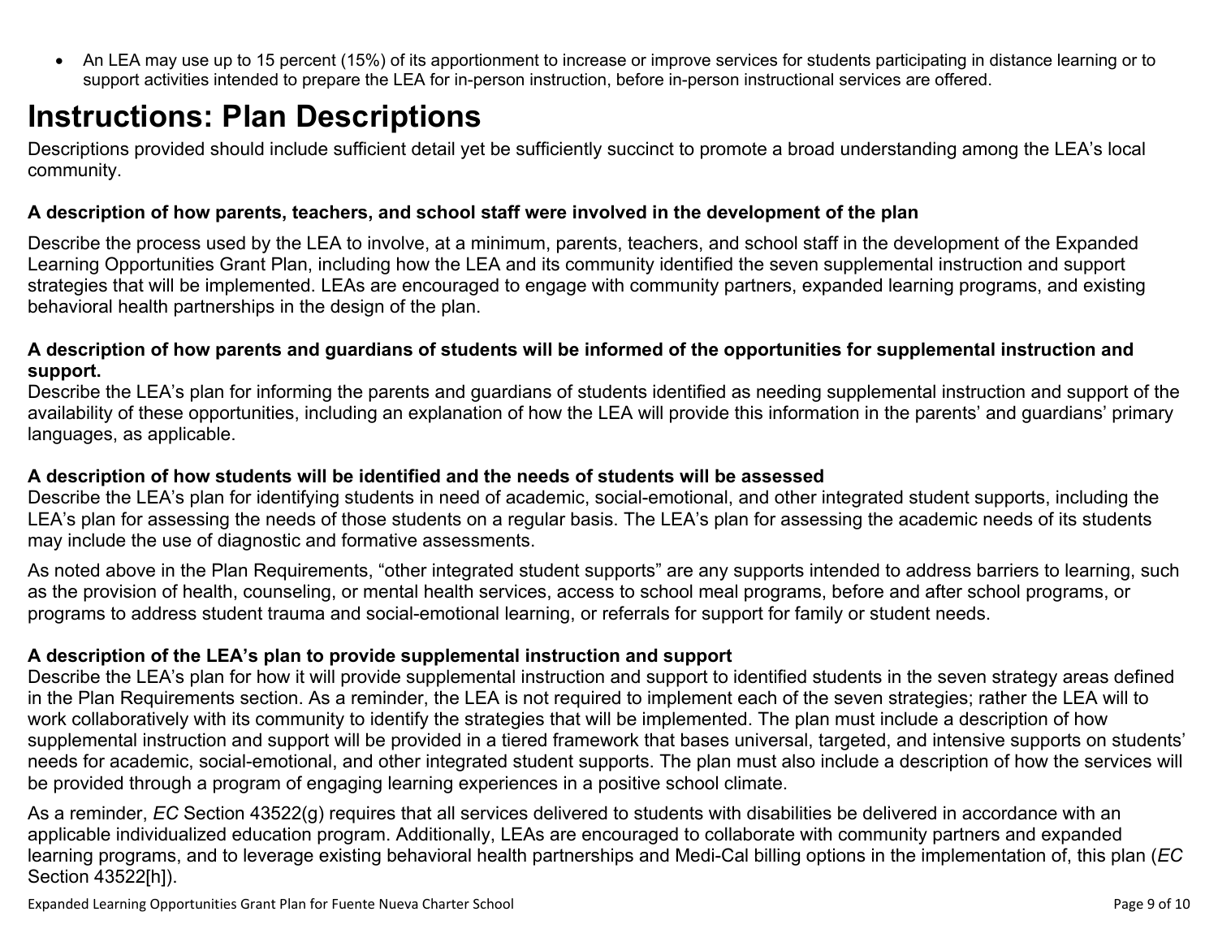- An LEA may use up to 15 percent (15%) of its apportionment to increase or improve services for students participating in distance learning or to support activities intended to prepare the LEA for in-person instruction, before in-person instructional services are offered.

# Instructions: Plan Descriptions

Descriptions provided should include sufficient detail yet be sufficiently succinct to promote a broad understanding among the LEA's local community.

**A description of how parents, teachers, and school staff were involved in the development of the plan**

Describe the process used by the LEA to involve, at a minimum, parents, teachers, and school staff in the development of the Expanded Learning Opportunities Grant Plan, including how the LEA and its community identified the seven supplemental instruction and support strategies that will be implemented. LEAs are encouraged to engage with community partners, expanded learning programs, and existing behavioral health partnerships in the design of the plan.

**A description of how parents and guardians of students will be informed of the opportunities for supplemental instruction and support.**

Describe the LEA's plan for informing the parents and guardians of students identified as needing supplemental instruction and support of the availability of these opportunities, including an explanation of how the LEA will provide this information in the parents' and guardians' primary languages, as applicable.

**A description of how students will be identified and the needs of students will be assessed**

Describe the LEA's plan for identifying students in need of academic, social-emotional, and other integrated student supports, including the LEA's plan for assessing the needs of those students on a regular basis. The LEA's plan for assessing the academic needs of its students may include the use of diagnostic and formative assessments.

As noted above in the Plan Requirements, "other integrated student supports" are any supports intended to address barriers to learning, such as the provision of health, counseling, or mental health services, access to school meal programs, before and after school programs, or programs to address student trauma and social-emotional learning, or referrals for support for family or student needs.

**A description of the LEA's plan to provide supplemental instruction and support**

Describe the LEA's plan for how it will provide supplemental instruction and support to identified students in the seven strategy areas defined in the Plan Requirements section. As a reminder, the LEA is not required to implement each of the seven strategies; rather the LEA will to work collaboratively with its community to identify the strategies that will be implemented. The plan must include a description of how supplemental instruction and support will be provided in a tiered framework that bases universal, targeted, and intensive supports on students' needs for academic, social-emotional, and other integrated student supports. The plan must also include a description of how the services will be provided through a program of engaging learning experiences in a positive school climate.

As a reminder, *EC* Section 43522(g) requires that all services delivered to students with disabilities be delivered in accordance with an applicable individualized education program. Additionally, LEAs are encouraged to collaborate with community partners and expanded learning programs, and to leverage existing behavioral health partnerships and Medi-Cal billing options in the implementation of, this plan (*EC* Section 43522[h]).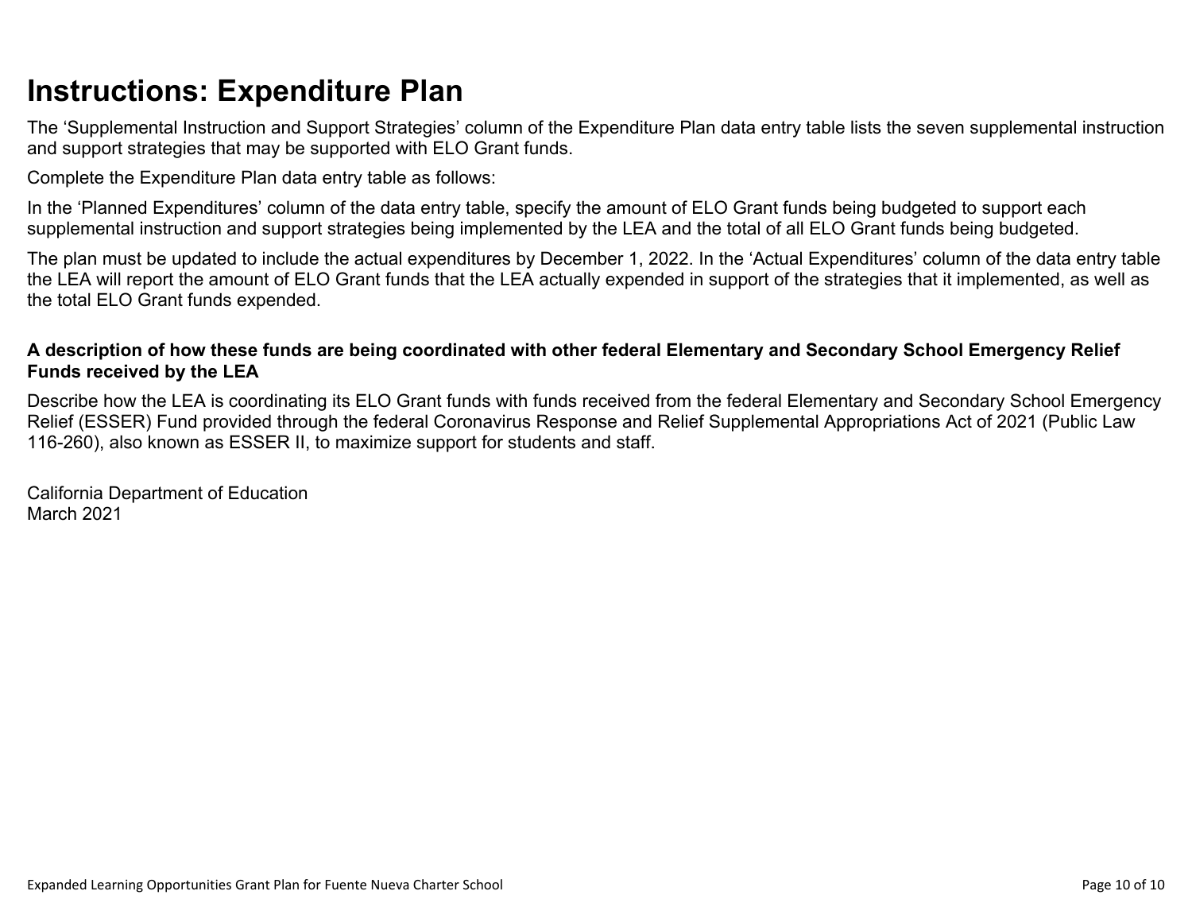# Instructions: Expenditure Plan

The 'Supplemental Instruction and Support Strategies' column of the Expenditure Plan data entry table lists the seven supplemental instruction and support strategies that may be supported with ELO Grant funds.

Complete the Expenditure Plan data entry table as follows:

In the 'Planned Expenditures' column of the data entry table, specify the amount of ELO Grant funds being budgeted to support each supplemental instruction and support strategies being implemented by the LEA and the total of all ELO Grant funds being budgeted.

The plan must be updated to include the actual expenditures by December 1, 2022. In the 'Actual Expenditures' column of the data entry table the LEA will report the amount of ELO Grant funds that the LEA actually expended in support of the strategies that it implemented, as well as the total ELO Grant funds expended.

**A description of how these funds are being coordinated with other federal Elementary and Secondary School Emergency Relief Funds received by the LEA**

Describe how the LEA is coordinating its ELO Grant funds with funds received from the federal Elementary and Secondary School Emergency Relief (ESSER) Fund provided through the federal Coronavirus Response and Relief Supplemental Appropriations Act of 2021 (Public Law 116-260), also known as ESSER II, to maximize support for students and staff.

California Department of Education
March 2021